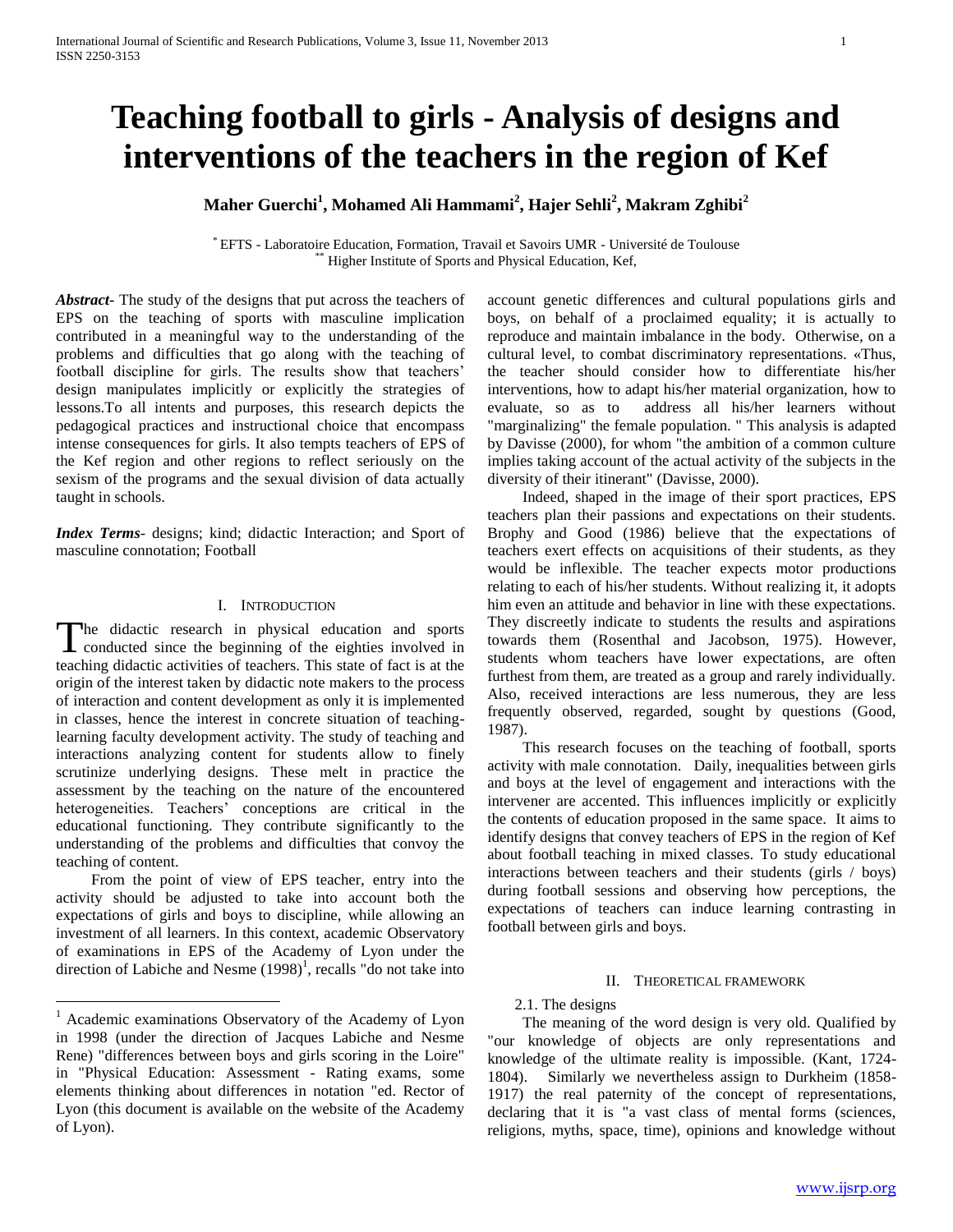# Teaching football to girls - Analysis of designs and interventions of the teachers in the region of Kef

**Maher Guerchi[1], Mohamed Ali Hammami[2], Hajer Sehli[2], Makram Zghibi[2]**

[*] EFTS - Laboratoire Education, Formation, Travail et Savoirs UMR - Université de Toulouse
[**] Higher Institute of Sports and Physical Education, Kef,

***Abstract-*** The study of the designs that put across the teachers of EPS on the teaching of sports with masculine implication contributed in a meaningful way to the understanding of the problems and difficulties that go along with the teaching of football discipline for girls. The results show that teachers' design manipulates implicitly or explicitly the strategies of lessons.To all intents and purposes, this research depicts the pedagogical practices and instructional choice that encompass intense consequences for girls. It also tempts teachers of EPS of the Kef region and other regions to reflect seriously on the sexism of the programs and the sexual division of data actually taught in schools.

***Index Terms***- designs; kind; didactic Interaction; and Sport of masculine connotation; Football

## I. Introduction

The didactic research in physical education and sports conducted since the beginning of the eighties involved in teaching didactic activities of teachers. This state of fact is at the origin of the interest taken by didactic note makers to the process of interaction and content development as only it is implemented in classes, hence the interest in concrete situation of teaching-learning faculty development activity. The study of teaching and interactions analyzing content for students allow to finely scrutinize underlying designs. These melt in practice the assessment by the teaching on the nature of the encountered heterogeneities. Teachers' conceptions are critical in the educational functioning. They contribute significantly to the understanding of the problems and difficulties that convoy the teaching of content.

From the point of view of EPS teacher, entry into the activity should be adjusted to take into account both the expectations of girls and boys to discipline, while allowing an investment of all learners. In this context, academic Observatory of examinations in EPS of the Academy of Lyon under the direction of Labiche and Nesme (1998)[1], recalls "do not take into account genetic differences and cultural populations girls and boys, on behalf of a proclaimed equality; it is actually to reproduce and maintain imbalance in the body. Otherwise, on a cultural level, to combat discriminatory representations. «Thus, the teacher should consider how to differentiate his/her interventions, how to adapt his/her material organization, how to evaluate, so as to address all his/her learners without "marginalizing" the female population. " This analysis is adapted by Davisse (2000), for whom "the ambition of a common culture implies taking account of the actual activity of the subjects in the diversity of their itinerant" (Davisse, 2000).

Indeed, shaped in the image of their sport practices, EPS teachers plan their passions and expectations on their students. Brophy and Good (1986) believe that the expectations of teachers exert effects on acquisitions of their students, as they would be inflexible. The teacher expects motor productions relating to each of his/her students. Without realizing it, it adopts him even an attitude and behavior in line with these expectations. They discreetly indicate to students the results and aspirations towards them (Rosenthal and Jacobson, 1975). However, students whom teachers have lower expectations, are often furthest from them, are treated as a group and rarely individually. Also, received interactions are less numerous, they are less frequently observed, regarded, sought by questions (Good, 1987).

This research focuses on the teaching of football, sports activity with male connotation. Daily, inequalities between girls and boys at the level of engagement and interactions with the intervener are accented. This influences implicitly or explicitly the contents of education proposed in the same space. It aims to identify designs that convey teachers of EPS in the region of Kef about football teaching in mixed classes. To study educational interactions between teachers and their students (girls / boys) during football sessions and observing how perceptions, the expectations of teachers can induce learning contrasting in football between girls and boys.

## II. Theoretical framework

### 2.1. The designs

The meaning of the word design is very old. Qualified by "our knowledge of objects are only representations and knowledge of the ultimate reality is impossible. (Kant, 1724-1804). Similarly we nevertheless assign to Durkheim (1858-1917) the real paternity of the concept of representations, declaring that it is "a vast class of mental forms (sciences, religions, myths, space, time), opinions and knowledge without

---

[1] Academic examinations Observatory of the Academy of Lyon in 1998 (under the direction of Jacques Labiche and Nesme Rene) "differences between boys and girls scoring in the Loire" in "Physical Education: Assessment - Rating exams, some elements thinking about differences in notation "ed. Rector of Lyon (this document is available on the website of the Academy of Lyon).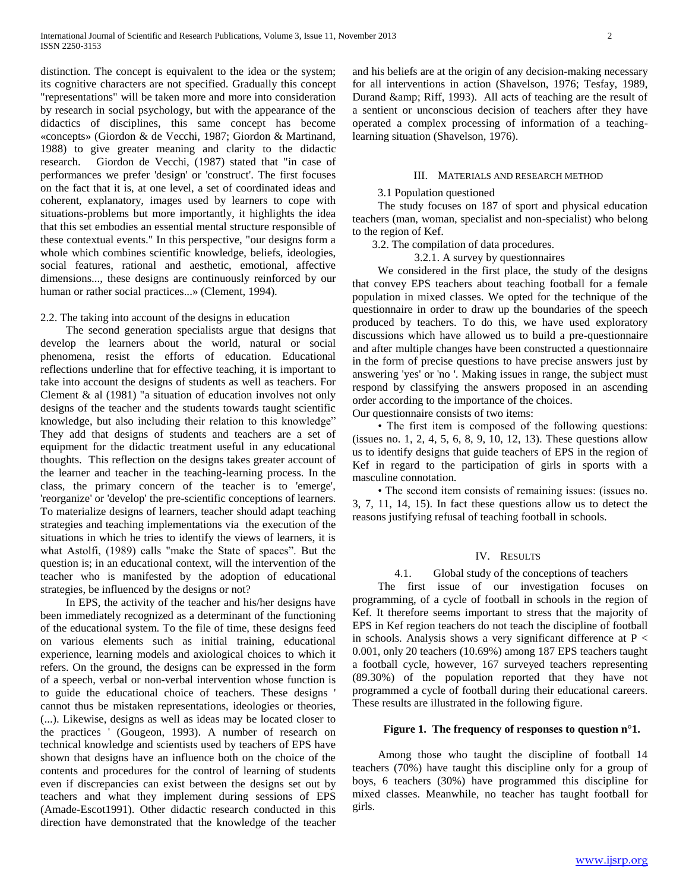distinction. The concept is equivalent to the idea or the system; its cognitive characters are not specified. Gradually this concept "representations" will be taken more and more into consideration by research in social psychology, but with the appearance of the didactics of disciplines, this same concept has become «concepts» (Giordon & de Vecchi, 1987; Giordon & Martinand, 1988) to give greater meaning and clarity to the didactic research. Giordon de Vecchi, (1987) stated that "in case of performances we prefer 'design' or 'construct'. The first focuses on the fact that it is, at one level, a set of coordinated ideas and coherent, explanatory, images used by learners to cope with situations-problems but more importantly, it highlights the idea that this set embodies an essential mental structure responsible of these contextual events." In this perspective, "our designs form a whole which combines scientific knowledge, beliefs, ideologies, social features, rational and aesthetic, emotional, affective dimensions..., these designs are continuously reinforced by our human or rather social practices...» (Clement, 1994).

2.2. The taking into account of the designs in education

The second generation specialists argue that designs that develop the learners about the world, natural or social phenomena, resist the efforts of education. Educational reflections underline that for effective teaching, it is important to take into account the designs of students as well as teachers. For Clement & al (1981) "a situation of education involves not only designs of the teacher and the students towards taught scientific knowledge, but also including their relation to this knowledge" They add that designs of students and teachers are a set of equipment for the didactic treatment useful in any educational thoughts. This reflection on the designs takes greater account of the learner and teacher in the teaching-learning process. In the class, the primary concern of the teacher is to 'emerge', 'reorganize' or 'develop' the pre-scientific conceptions of learners. To materialize designs of learners, teacher should adapt teaching strategies and teaching implementations via the execution of the situations in which he tries to identify the views of learners, it is what Astolfi, (1989) calls "make the State of spaces". But the question is; in an educational context, will the intervention of the teacher who is manifested by the adoption of educational strategies, be influenced by the designs or not?

In EPS, the activity of the teacher and his/her designs have been immediately recognized as a determinant of the functioning of the educational system. To the file of time, these designs feed on various elements such as initial training, educational experience, learning models and axiological choices to which it refers. On the ground, the designs can be expressed in the form of a speech, verbal or non-verbal intervention whose function is to guide the educational choice of teachers. These designs ' cannot thus be mistaken representations, ideologies or theories, (...). Likewise, designs as well as ideas may be located closer to the practices ' (Gougeon, 1993). A number of research on technical knowledge and scientists used by teachers of EPS have shown that designs have an influence both on the choice of the contents and procedures for the control of learning of students even if discrepancies can exist between the designs set out by teachers and what they implement during sessions of EPS (Amade-Escot1991). Other didactic research conducted in this direction have demonstrated that the knowledge of the teacher and his beliefs are at the origin of any decision-making necessary for all interventions in action (Shavelson, 1976; Tesfay, 1989, Durand &amp; Riff, 1993). All acts of teaching are the result of a sentient or unconscious decision of teachers after they have operated a complex processing of information of a teaching-learning situation (Shavelson, 1976).

## III. Materials and Research Method

3.1 Population questioned

The study focuses on 187 of sport and physical education teachers (man, woman, specialist and non-specialist) who belong to the region of Kef.

3.2. The compilation of data procedures.

3.2.1. A survey by questionnaires

We considered in the first place, the study of the designs that convey EPS teachers about teaching football for a female population in mixed classes. We opted for the technique of the questionnaire in order to draw up the boundaries of the speech produced by teachers. To do this, we have used exploratory discussions which have allowed us to build a pre-questionnaire and after multiple changes have been constructed a questionnaire in the form of precise questions to have precise answers just by answering 'yes' or 'no '. Making issues in range, the subject must respond by classifying the answers proposed in an ascending order according to the importance of the choices.

Our questionnaire consists of two items:

- The first item is composed of the following questions: (issues no. 1, 2, 4, 5, 6, 8, 9, 10, 12, 13). These questions allow us to identify designs that guide teachers of EPS in the region of Kef in regard to the participation of girls in sports with a masculine connotation.
- The second item consists of remaining issues: (issues no. 3, 7, 11, 14, 15). In fact these questions allow us to detect the reasons justifying refusal of teaching football in schools.

## IV. Results

4.1. Global study of the conceptions of teachers

The first issue of our investigation focuses on programming, of a cycle of football in schools in the region of Kef. It therefore seems important to stress that the majority of EPS in Kef region teachers do not teach the discipline of football in schools. Analysis shows a very significant difference at $P < 0.001$, only 20 teachers (10.69%) among 187 EPS teachers taught a football cycle, however, 167 surveyed teachers representing (89.30%) of the population reported that they have not programmed a cycle of football during their educational careers. These results are illustrated in the following figure.

**Figure 1. The frequency of responses to question n°1.**

Among those who taught the discipline of football 14 teachers (70%) have taught this discipline only for a group of boys, 6 teachers (30%) have programmed this discipline for mixed classes. Meanwhile, no teacher has taught football for girls.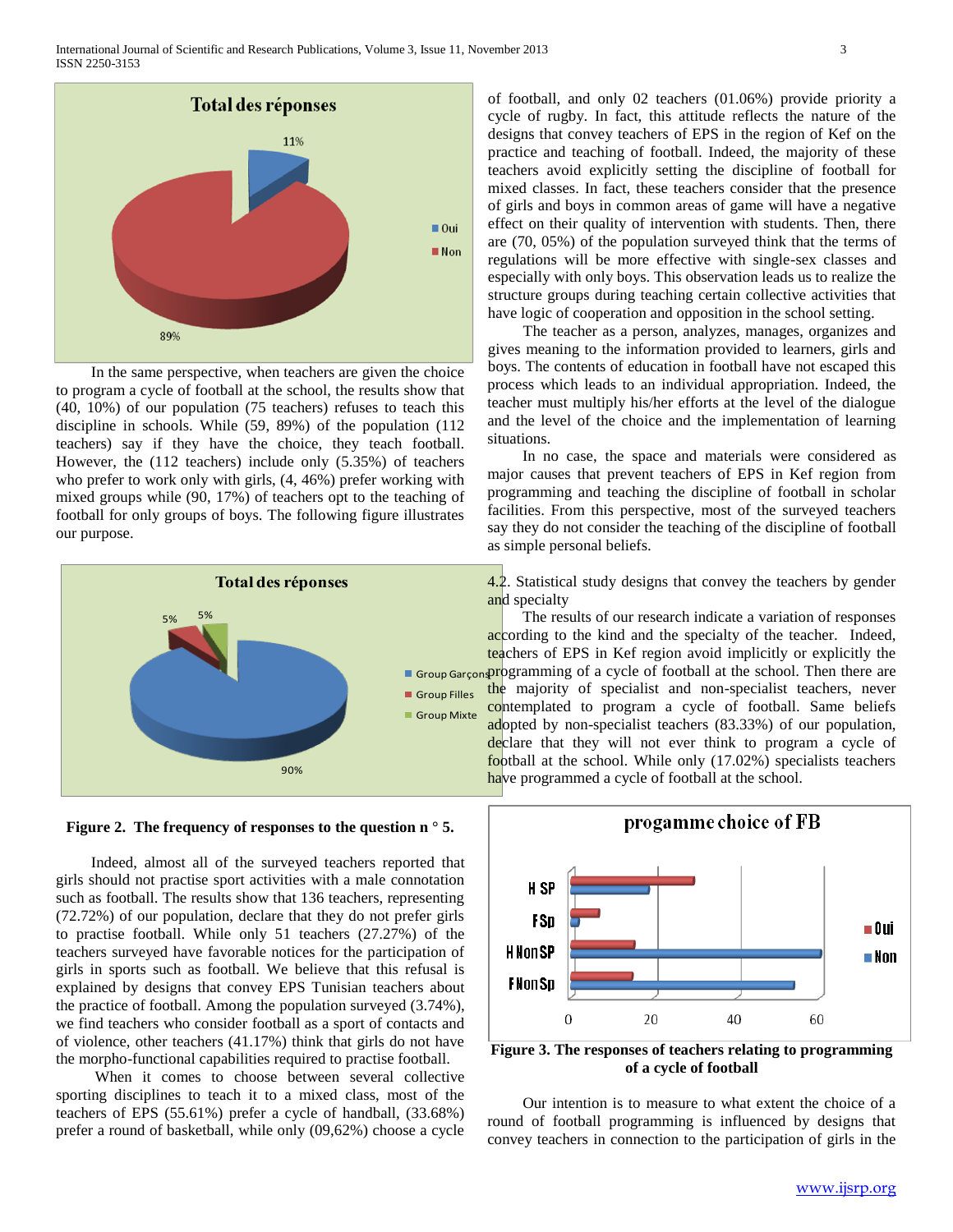In the same perspective, when teachers are given the choice to program a cycle of football at the school, the results show that (40, 10%) of our population (75 teachers) refuses to teach this discipline in schools. While (59, 89%) of the population (112 teachers) say if they have the choice, they teach football. However, the (112 teachers) include only (5.35%) of teachers who prefer to work only with girls, (4, 46%) prefer working with mixed groups while (90, 17%) of teachers opt to the teaching of football for only groups of boys. The following figure illustrates our purpose.

**Figure 2. The frequency of responses to the question n ° 5.**

Indeed, almost all of the surveyed teachers reported that girls should not practise sport activities with a male connotation such as football. The results show that 136 teachers, representing (72.72%) of our population, declare that they do not prefer girls to practise football. While only 51 teachers (27.27%) of the teachers surveyed have favorable notices for the participation of girls in sports such as football. We believe that this refusal is explained by designs that convey EPS Tunisian teachers about the practice of football. Among the population surveyed (3.74%), we find teachers who consider football as a sport of contacts and of violence, other teachers (41.17%) think that girls do not have the morpho-functional capabilities required to practise football.

When it comes to choose between several collective sporting disciplines to teach it to a mixed class, most of the teachers of EPS (55.61%) prefer a cycle of handball, (33.68%) prefer a round of basketball, while only (09,62%) choose a cycle of football, and only 02 teachers (01.06%) provide priority a cycle of rugby. In fact, this attitude reflects the nature of the designs that convey teachers of EPS in the region of Kef on the practice and teaching of football. Indeed, the majority of these teachers avoid explicitly setting the discipline of football for mixed classes. In fact, these teachers consider that the presence of girls and boys in common areas of game will have a negative effect on their quality of intervention with students. Then, there are (70, 05%) of the population surveyed think that the terms of regulations will be more effective with single-sex classes and especially with only boys. This observation leads us to realize the structure groups during teaching certain collective activities that have logic of cooperation and opposition in the school setting.

The teacher as a person, analyzes, manages, organizes and gives meaning to the information provided to learners, girls and boys. The contents of education in football have not escaped this process which leads to an individual appropriation. Indeed, the teacher must multiply his/her efforts at the level of the dialogue and the level of the choice and the implementation of learning situations.

In no case, the space and materials were considered as major causes that prevent teachers of EPS in Kef region from programming and teaching the discipline of football in scholar facilities. From this perspective, most of the surveyed teachers say they do not consider the teaching of the discipline of football as simple personal beliefs.

4.2. Statistical study designs that convey the teachers by gender and specialty

The results of our research indicate a variation of responses according to the kind and the specialty of the teacher. Indeed, teachers of EPS in Kef region avoid implicitly or explicitly the programming of a cycle of football at the school. Then there are the majority of specialist and non-specialist teachers, never contemplated to program a cycle of football. Same beliefs adopted by non-specialist teachers (83.33%) of our population, declare that they will not ever think to program a cycle of football at the school. While only (17.02%) specialists teachers have programmed a cycle of football at the school.

**Figure 3. The responses of teachers relating to programming of a cycle of football**

Our intention is to measure to what extent the choice of a round of football programming is influenced by designs that convey teachers in connection to the participation of girls in the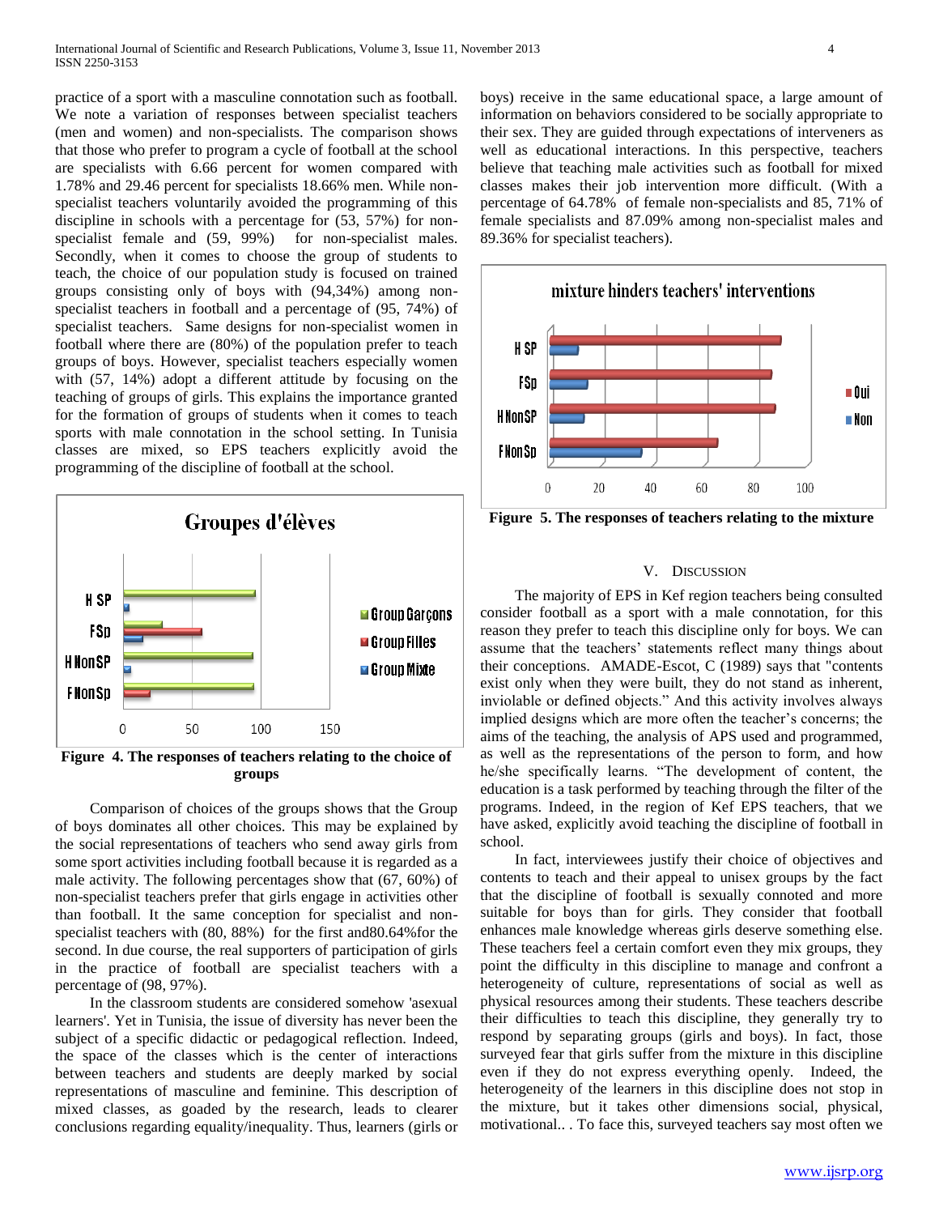practice of a sport with a masculine connotation such as football. We note a variation of responses between specialist teachers (men and women) and non-specialists. The comparison shows that those who prefer to program a cycle of football at the school are specialists with 6.66 percent for women compared with 1.78% and 29.46 percent for specialists 18.66% men. While non-specialist teachers voluntarily avoided the programming of this discipline in schools with a percentage for (53, 57%) for non-specialist female and (59, 99%) for non-specialist males. Secondly, when it comes to choose the group of students to teach, the choice of our population study is focused on trained groups consisting only of boys with (94,34%) among non-specialist teachers in football and a percentage of (95, 74%) of specialist teachers. Same designs for non-specialist women in football where there are (80%) of the population prefer to teach groups of boys. However, specialist teachers especially women with (57, 14%) adopt a different attitude by focusing on the teaching of groups of girls. This explains the importance granted for the formation of groups of students when it comes to teach sports with male connotation in the school setting. In Tunisia classes are mixed, so EPS teachers explicitly avoid the programming of the discipline of football at the school.

**Figure 4. The responses of teachers relating to the choice of groups**

Comparison of choices of the groups shows that the Group of boys dominates all other choices. This may be explained by the social representations of teachers who send away girls from some sport activities including football because it is regarded as a male activity. The following percentages show that (67, 60%) of non-specialist teachers prefer that girls engage in activities other than football. It the same conception for specialist and non-specialist teachers with (80, 88%) for the first and80.64%for the second. In due course, the real supporters of participation of girls in the practice of football are specialist teachers with a percentage of (98, 97%).

In the classroom students are considered somehow 'asexual learners'. Yet in Tunisia, the issue of diversity has never been the subject of a specific didactic or pedagogical reflection. Indeed, the space of the classes which is the center of interactions between teachers and students are deeply marked by social representations of masculine and feminine. This description of mixed classes, as goaded by the research, leads to clearer conclusions regarding equality/inequality. Thus, learners (girls or boys) receive in the same educational space, a large amount of information on behaviors considered to be socially appropriate to their sex. They are guided through expectations of interveners as well as educational interactions. In this perspective, teachers believe that teaching male activities such as football for mixed classes makes their job intervention more difficult. (With a percentage of 64.78% of female non-specialists and 85, 71% of female specialists and 87.09% among non-specialist males and 89.36% for specialist teachers).

**Figure 5. The responses of teachers relating to the mixture**

## V. Discussion

The majority of EPS in Kef region teachers being consulted consider football as a sport with a male connotation, for this reason they prefer to teach this discipline only for boys. We can assume that the teachers' statements reflect many things about their conceptions. AMADE-Escot, C (1989) says that "contents exist only when they were built, they do not stand as inherent, inviolable or defined objects." And this activity involves always implied designs which are more often the teacher's concerns; the aims of the teaching, the analysis of APS used and programmed, as well as the representations of the person to form, and how he/she specifically learns. "The development of content, the education is a task performed by teaching through the filter of the programs. Indeed, in the region of Kef EPS teachers, that we have asked, explicitly avoid teaching the discipline of football in school.

In fact, interviewees justify their choice of objectives and contents to teach and their appeal to unisex groups by the fact that the discipline of football is sexually connoted and more suitable for boys than for girls. They consider that football enhances male knowledge whereas girls deserve something else. These teachers feel a certain comfort even they mix groups, they point the difficulty in this discipline to manage and confront a heterogeneity of culture, representations of social as well as physical resources among their students. These teachers describe their difficulties to teach this discipline, they generally try to respond by separating groups (girls and boys). In fact, those surveyed fear that girls suffer from the mixture in this discipline even if they do not express everything openly. Indeed, the heterogeneity of the learners in this discipline does not stop in the mixture, but it takes other dimensions social, physical, motivational.. . To face this, surveyed teachers say most often we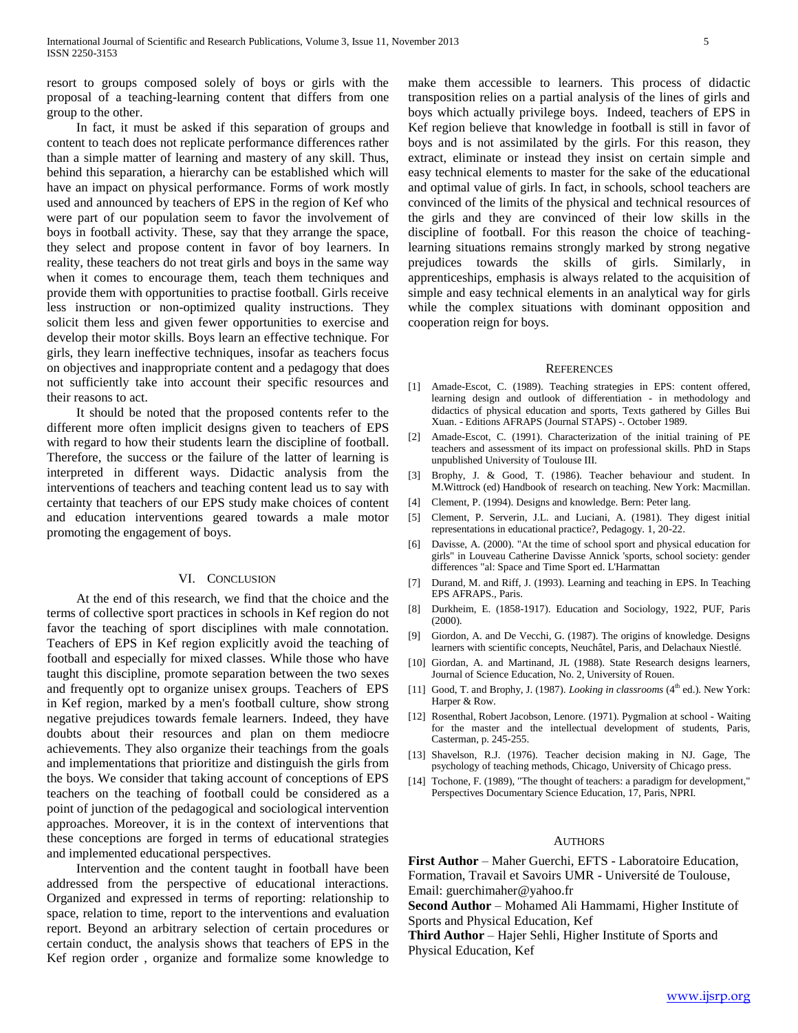resort to groups composed solely of boys or girls with the proposal of a teaching-learning content that differs from one group to the other.

In fact, it must be asked if this separation of groups and content to teach does not replicate performance differences rather than a simple matter of learning and mastery of any skill. Thus, behind this separation, a hierarchy can be established which will have an impact on physical performance. Forms of work mostly used and announced by teachers of EPS in the region of Kef who were part of our population seem to favor the involvement of boys in football activity. These, say that they arrange the space, they select and propose content in favor of boy learners. In reality, these teachers do not treat girls and boys in the same way when it comes to encourage them, teach them techniques and provide them with opportunities to practise football. Girls receive less instruction or non-optimized quality instructions. They solicit them less and given fewer opportunities to exercise and develop their motor skills. Boys learn an effective technique. For girls, they learn ineffective techniques, insofar as teachers focus on objectives and inappropriate content and a pedagogy that does not sufficiently take into account their specific resources and their reasons to act.

It should be noted that the proposed contents refer to the different more often implicit designs given to teachers of EPS with regard to how their students learn the discipline of football. Therefore, the success or the failure of the latter of learning is interpreted in different ways. Didactic analysis from the interventions of teachers and teaching content lead us to say with certainty that teachers of our EPS study make choices of content and education interventions geared towards a male motor promoting the engagement of boys.

## VI. Conclusion

At the end of this research, we find that the choice and the terms of collective sport practices in schools in Kef region do not favor the teaching of sport disciplines with male connotation. Teachers of EPS in Kef region explicitly avoid the teaching of football and especially for mixed classes. While those who have taught this discipline, promote separation between the two sexes and frequently opt to organize unisex groups. Teachers of EPS in Kef region, marked by a men's football culture, show strong negative prejudices towards female learners. Indeed, they have doubts about their resources and plan on them mediocre achievements. They also organize their teachings from the goals and implementations that prioritize and distinguish the girls from the boys. We consider that taking account of conceptions of EPS teachers on the teaching of football could be considered as a point of junction of the pedagogical and sociological intervention approaches. Moreover, it is in the context of interventions that these conceptions are forged in terms of educational strategies and implemented educational perspectives.

Intervention and the content taught in football have been addressed from the perspective of educational interactions. Organized and expressed in terms of reporting: relationship to space, relation to time, report to the interventions and evaluation report. Beyond an arbitrary selection of certain procedures or certain conduct, the analysis shows that teachers of EPS in the Kef region order , organize and formalize some knowledge to make them accessible to learners. This process of didactic transposition relies on a partial analysis of the lines of girls and boys which actually privilege boys. Indeed, teachers of EPS in Kef region believe that knowledge in football is still in favor of boys and is not assimilated by the girls. For this reason, they extract, eliminate or instead they insist on certain simple and easy technical elements to master for the sake of the educational and optimal value of girls. In fact, in schools, school teachers are convinced of the limits of the physical and technical resources of the girls and they are convinced of their low skills in the discipline of football. For this reason the choice of teaching-learning situations remains strongly marked by strong negative prejudices towards the skills of girls. Similarly, in apprenticeships, emphasis is always related to the acquisition of simple and easy technical elements in an analytical way for girls while the complex situations with dominant opposition and cooperation reign for boys.

## References

[1] Amade-Escot, C. (1989). Teaching strategies in EPS: content offered, learning design and outlook of differentiation - in methodology and didactics of physical education and sports, Texts gathered by Gilles Bui Xuan. - Editions AFRAPS (Journal STAPS) -. October 1989.

[2] Amade-Escot, C. (1991). Characterization of the initial training of PE teachers and assessment of its impact on professional skills. PhD in Staps unpublished University of Toulouse III.

[3] Brophy, J. & Good, T. (1986). Teacher behaviour and student. In M.Wittrock (ed) Handbook of research on teaching. New York: Macmillan.

[4] Clement, P. (1994). Designs and knowledge. Bern: Peter lang.

[5] Clement, P. Serverin, J.L. and Luciani, A. (1981). They digest initial representations in educational practice?, Pedagogy. 1, 20-22.

[6] Davisse, A. (2000). "At the time of school sport and physical education for girls" in Louveau Catherine Davisse Annick 'sports, school society: gender differences "al: Space and Time Sport ed. L'Harmattan

[7] Durand, M. and Riff, J. (1993). Learning and teaching in EPS. In Teaching EPS AFRAPS., Paris.

[8] Durkheim, E. (1858-1917). Education and Sociology, 1922, PUF, Paris (2000).

[9] Giordon, A. and De Vecchi, G. (1987). The origins of knowledge. Designs learners with scientific concepts, Neuchâtel, Paris, and Delachaux Niestlé.

[10] Giordan, A. and Martinand, JL (1988). State Research designs learners, Journal of Science Education, No. 2, University of Rouen.

[11] Good, T. and Brophy, J. (1987). *Looking in classrooms* (4th ed.). New York: Harper & Row.

[12] Rosenthal, Robert Jacobson, Lenore. (1971). Pygmalion at school - Waiting for the master and the intellectual development of students, Paris, Casterman, p. 245-255.

[13] Shavelson, R.J. (1976). Teacher decision making in NJ. Gage, The psychology of teaching methods, Chicago, University of Chicago press.

[14] Tochone, F. (1989), "The thought of teachers: a paradigm for development," Perspectives Documentary Science Education, 17, Paris, NPRI.

## Authors

**First Author** – Maher Guerchi, EFTS - Laboratoire Education, Formation, Travail et Savoirs UMR - Université de Toulouse, Email: guerchimaher@yahoo.fr

**Second Author** – Mohamed Ali Hammami, Higher Institute of Sports and Physical Education, Kef

**Third Author** – Hajer Sehli, Higher Institute of Sports and Physical Education, Kef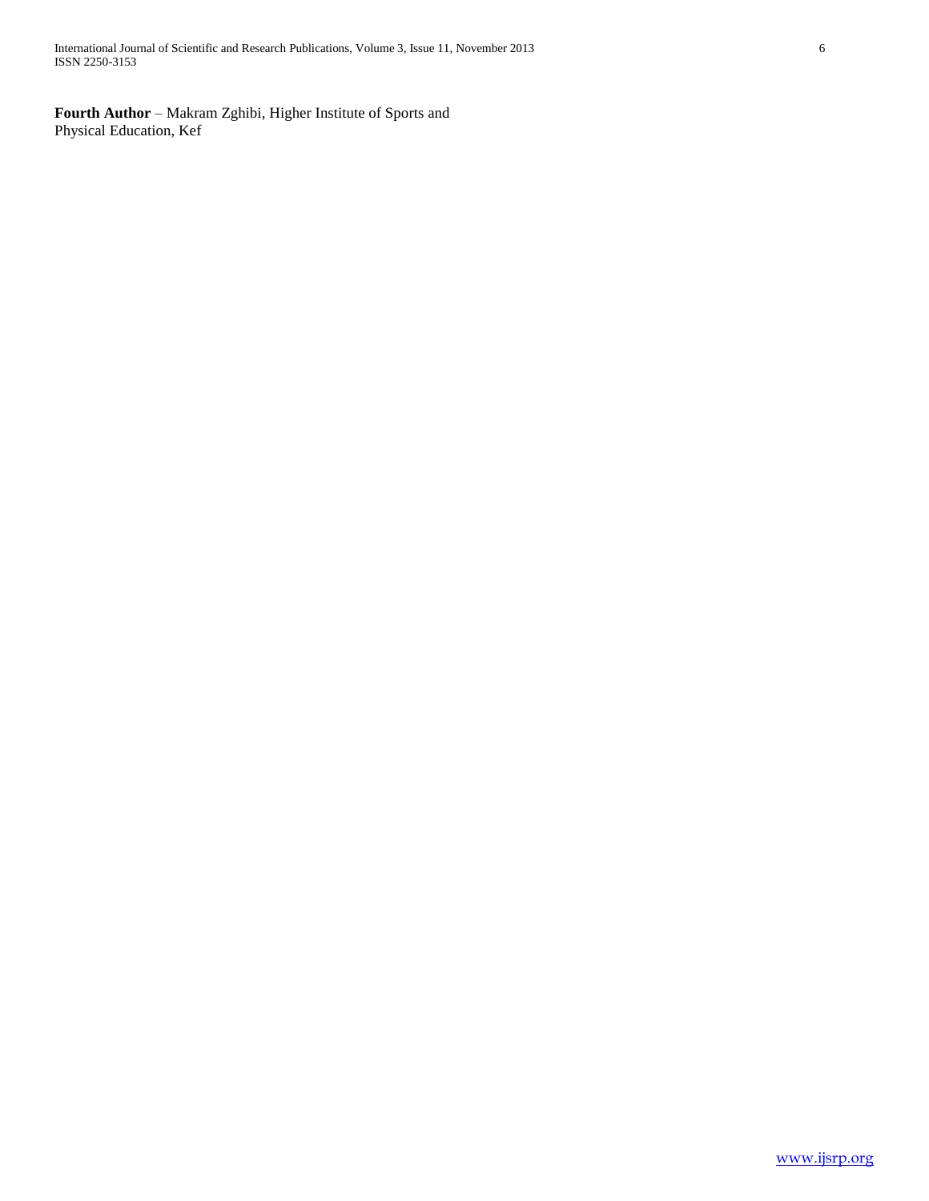**Fourth Author** – Makram Zghibi, Higher Institute of Sports and Physical Education, Kef